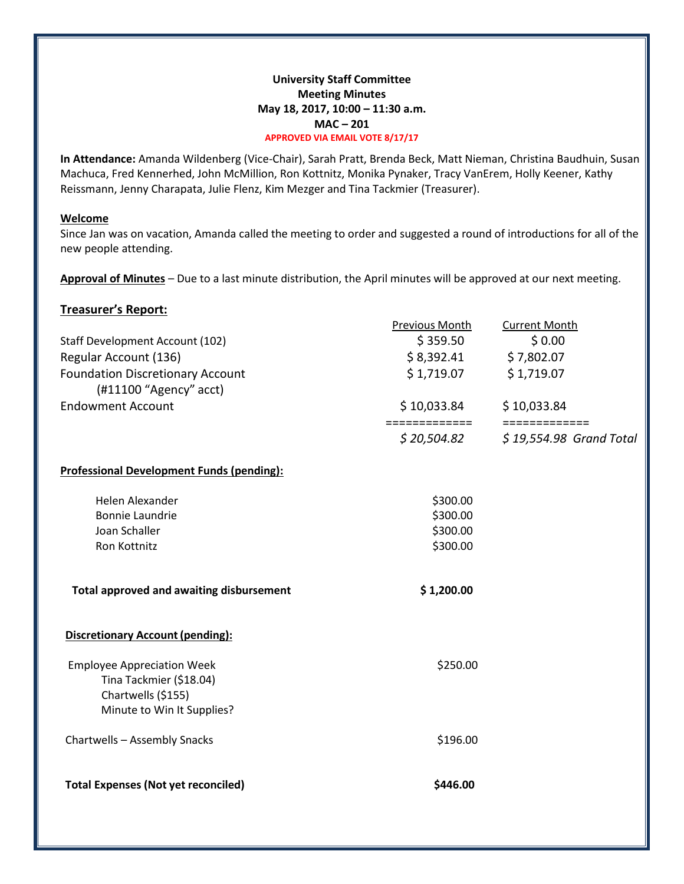**University Staff Committee**
**Meeting Minutes**
**May 18, 2017, 10:00 – 11:30 a.m.**
**MAC – 201**
**APPROVED VIA EMAIL VOTE 8/17/17**

**In Attendance:** Amanda Wildenberg (Vice-Chair), Sarah Pratt, Brenda Beck, Matt Nieman, Christina Baudhuin, Susan Machuca, Fred Kennerhed, John McMillion, Ron Kottnitz, Monika Pynaker, Tracy VanErem, Holly Keener, Kathy Reissmann, Jenny Charapata, Julie Flenz, Kim Mezger and Tina Tackmier (Treasurer).

## Welcome

Since Jan was on vacation, Amanda called the meeting to order and suggested a round of introductions for all of the new people attending.

**Approval of Minutes** – Due to a last minute distribution, the April minutes will be approved at our next meeting.

## Treasurer's Report:

| | Previous Month | Current Month |
|---|---|---|
| Staff Development Account (102) | $ 359.50 | $ 0.00 |
| Regular Account (136) | $ 8,392.41 | $ 7,802.07 |
| Foundation Discretionary Account (#11100 "Agency" acct) | $ 1,719.07 | $ 1,719.07 |
| Endowment Account | $ 10,033.84 | $ 10,033.84 |
| | ============= | ============= |
| | *$ 20,504.82* | *$ 19,554.98 Grand Total* |

**Professional Development Funds (pending):**

| | |
|---|---|
| Helen Alexander | $300.00 |
| Bonnie Laundrie | $300.00 |
| Joan Schaller | $300.00 |
| Ron Kottnitz | $300.00 |
| **Total approved and awaiting disbursement** | **$ 1,200.00** |

**Discretionary Account (pending):**

| | |
|---|---|
| Employee Appreciation Week<br>Tina Tackmier ($18.04)<br>Chartwells ($155)<br>Minute to Win It Supplies? | $250.00 |
| Chartwells – Assembly Snacks | $196.00 |
| **Total Expenses (Not yet reconciled)** | **$446.00** |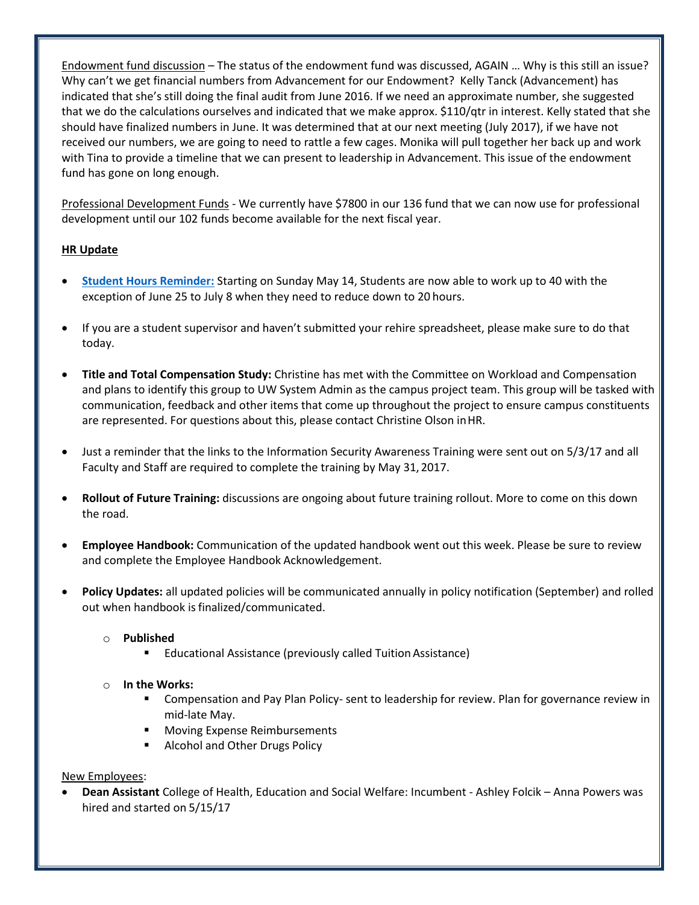Endowment fund discussion – The status of the endowment fund was discussed, AGAIN … Why is this still an issue? Why can't we get financial numbers from Advancement for our Endowment? Kelly Tanck (Advancement) has indicated that she's still doing the final audit from June 2016. If we need an approximate number, she suggested that we do the calculations ourselves and indicated that we make approx. $110/qtr in interest. Kelly stated that she should have finalized numbers in June. It was determined that at our next meeting (July 2017), if we have not received our numbers, we are going to need to rattle a few cages. Monika will pull together her back up and work with Tina to provide a timeline that we can present to leadership in Advancement. This issue of the endowment fund has gone on long enough.

Professional Development Funds - We currently have $7800 in our 136 fund that we can now use for professional development until our 102 funds become available for the next fiscal year.

**HR Update**

- **Student Hours Reminder:** Starting on Sunday May 14, Students are now able to work up to 40 with the exception of June 25 to July 8 when they need to reduce down to 20 hours.
- If you are a student supervisor and haven't submitted your rehire spreadsheet, please make sure to do that today.
- **Title and Total Compensation Study:** Christine has met with the Committee on Workload and Compensation and plans to identify this group to UW System Admin as the campus project team. This group will be tasked with communication, feedback and other items that come up throughout the project to ensure campus constituents are represented. For questions about this, please contact Christine Olson in HR.
- Just a reminder that the links to the Information Security Awareness Training were sent out on 5/3/17 and all Faculty and Staff are required to complete the training by May 31, 2017.
- **Rollout of Future Training:** discussions are ongoing about future training rollout. More to come on this down the road.
- **Employee Handbook:** Communication of the updated handbook went out this week. Please be sure to review and complete the Employee Handbook Acknowledgement.
- **Policy Updates:** all updated policies will be communicated annually in policy notification (September) and rolled out when handbook is finalized/communicated.
  - **Published**
    - Educational Assistance (previously called Tuition Assistance)
  - **In the Works:**
    - Compensation and Pay Plan Policy- sent to leadership for review. Plan for governance review in mid-late May.
    - Moving Expense Reimbursements
    - Alcohol and Other Drugs Policy

New Employees:

- **Dean Assistant** College of Health, Education and Social Welfare: Incumbent - Ashley Folcik – Anna Powers was hired and started on 5/15/17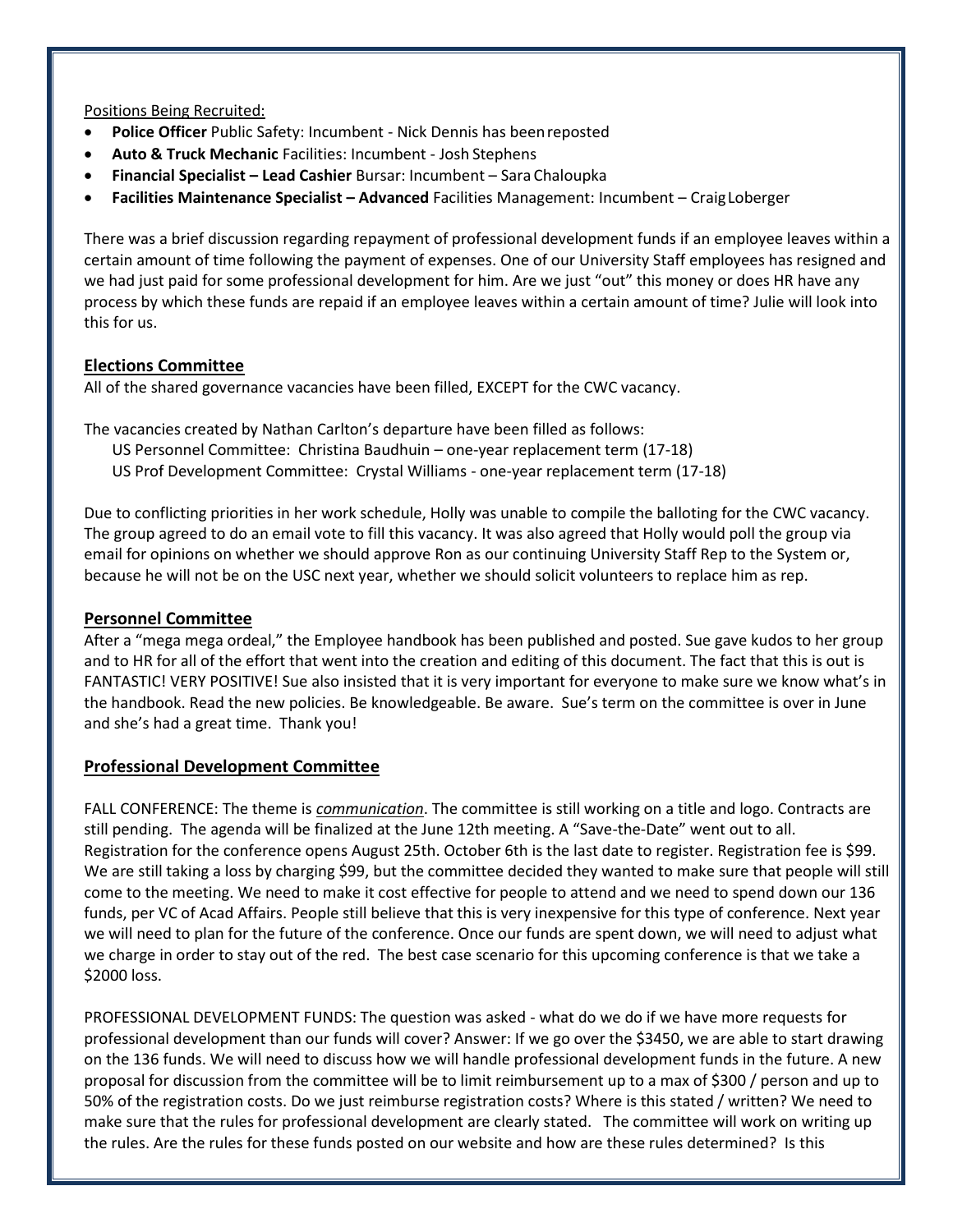Positions Being Recruited:

- **Police Officer** Public Safety: Incumbent - Nick Dennis has been reposted
- **Auto & Truck Mechanic** Facilities: Incumbent - Josh Stephens
- **Financial Specialist – Lead Cashier** Bursar: Incumbent – Sara Chaloupka
- **Facilities Maintenance Specialist – Advanced** Facilities Management: Incumbent – Craig Loberger

There was a brief discussion regarding repayment of professional development funds if an employee leaves within a certain amount of time following the payment of expenses. One of our University Staff employees has resigned and we had just paid for some professional development for him. Are we just "out" this money or does HR have any process by which these funds are repaid if an employee leaves within a certain amount of time? Julie will look into this for us.

## Elections Committee

All of the shared governance vacancies have been filled, EXCEPT for the CWC vacancy.

The vacancies created by Nathan Carlton's departure have been filled as follows:

US Personnel Committee: Christina Baudhuin – one-year replacement term (17-18)
US Prof Development Committee: Crystal Williams - one-year replacement term (17-18)

Due to conflicting priorities in her work schedule, Holly was unable to compile the balloting for the CWC vacancy. The group agreed to do an email vote to fill this vacancy. It was also agreed that Holly would poll the group via email for opinions on whether we should approve Ron as our continuing University Staff Rep to the System or, because he will not be on the USC next year, whether we should solicit volunteers to replace him as rep.

## Personnel Committee

After a "mega mega ordeal," the Employee handbook has been published and posted. Sue gave kudos to her group and to HR for all of the effort that went into the creation and editing of this document. The fact that this is out is FANTASTIC! VERY POSITIVE! Sue also insisted that it is very important for everyone to make sure we know what's in the handbook. Read the new policies. Be knowledgeable. Be aware. Sue's term on the committee is over in June and she's had a great time. Thank you!

## Professional Development Committee

FALL CONFERENCE: The theme is ***communication***. The committee is still working on a title and logo. Contracts are still pending. The agenda will be finalized at the June 12th meeting. A "Save-the-Date" went out to all. Registration for the conference opens August 25th. October 6th is the last date to register. Registration fee is $99. We are still taking a loss by charging $99, but the committee decided they wanted to make sure that people will still come to the meeting. We need to make it cost effective for people to attend and we need to spend down our 136 funds, per VC of Acad Affairs. People still believe that this is very inexpensive for this type of conference. Next year we will need to plan for the future of the conference. Once our funds are spent down, we will need to adjust what we charge in order to stay out of the red. The best case scenario for this upcoming conference is that we take a $2000 loss.

PROFESSIONAL DEVELOPMENT FUNDS: The question was asked - what do we do if we have more requests for professional development than our funds will cover? Answer: If we go over the $3450, we are able to start drawing on the 136 funds. We will need to discuss how we will handle professional development funds in the future. A new proposal for discussion from the committee will be to limit reimbursement up to a max of $300 / person and up to 50% of the registration costs. Do we just reimburse registration costs? Where is this stated / written? We need to make sure that the rules for professional development are clearly stated. The committee will work on writing up the rules. Are the rules for these funds posted on our website and how are these rules determined? Is this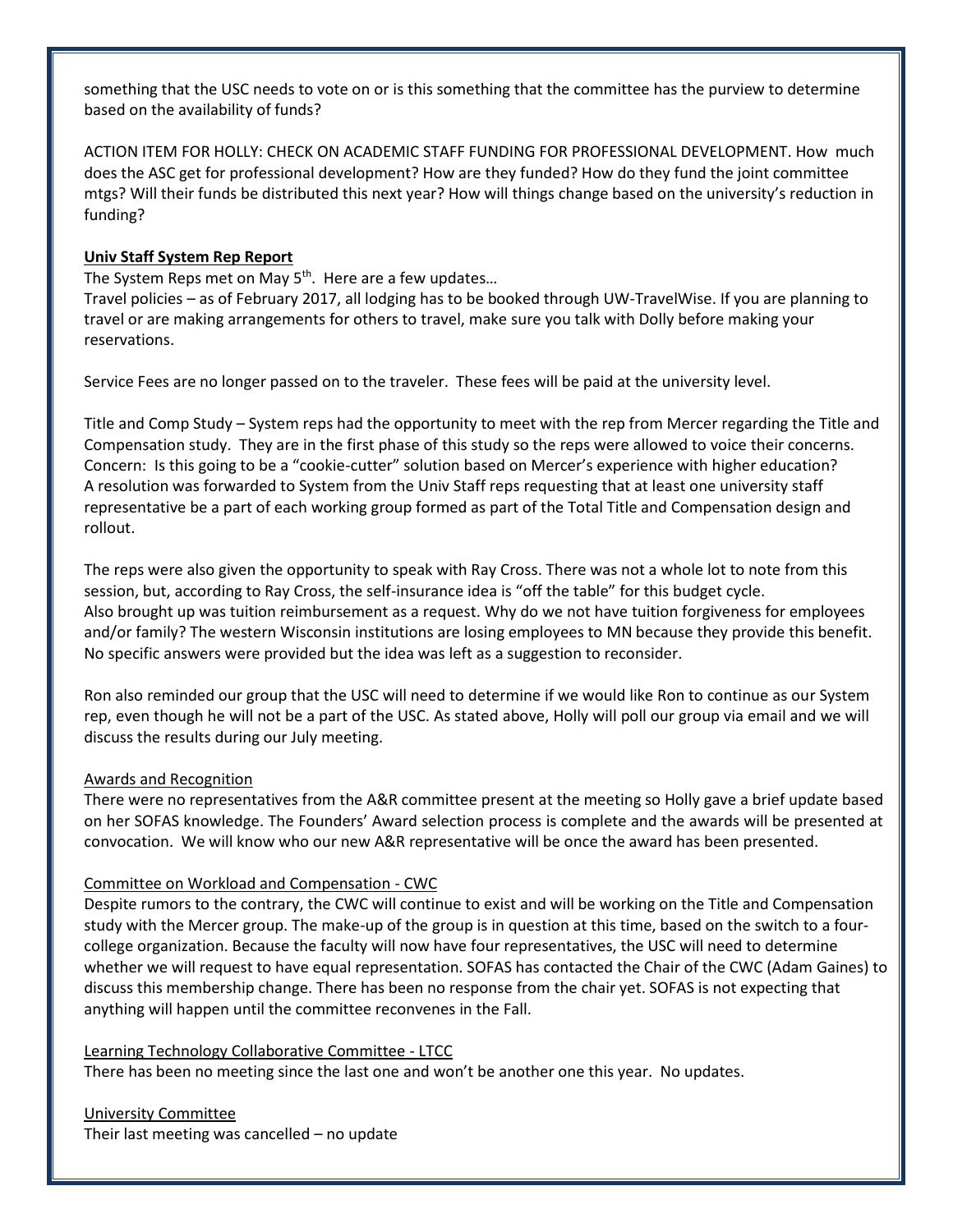something that the USC needs to vote on or is this something that the committee has the purview to determine based on the availability of funds?

ACTION ITEM FOR HOLLY: CHECK ON ACADEMIC STAFF FUNDING FOR PROFESSIONAL DEVELOPMENT. How much does the ASC get for professional development? How are they funded? How do they fund the joint committee mtgs? Will their funds be distributed this next year? How will things change based on the university's reduction in funding?

**Univ Staff System Rep Report**

The System Reps met on May 5th. Here are a few updates…

Travel policies – as of February 2017, all lodging has to be booked through UW-TravelWise. If you are planning to travel or are making arrangements for others to travel, make sure you talk with Dolly before making your reservations.

Service Fees are no longer passed on to the traveler. These fees will be paid at the university level.

Title and Comp Study – System reps had the opportunity to meet with the rep from Mercer regarding the Title and Compensation study. They are in the first phase of this study so the reps were allowed to voice their concerns. Concern: Is this going to be a "cookie-cutter" solution based on Mercer's experience with higher education? A resolution was forwarded to System from the Univ Staff reps requesting that at least one university staff representative be a part of each working group formed as part of the Total Title and Compensation design and rollout.

The reps were also given the opportunity to speak with Ray Cross. There was not a whole lot to note from this session, but, according to Ray Cross, the self-insurance idea is "off the table" for this budget cycle. Also brought up was tuition reimbursement as a request. Why do we not have tuition forgiveness for employees and/or family? The western Wisconsin institutions are losing employees to MN because they provide this benefit. No specific answers were provided but the idea was left as a suggestion to reconsider.

Ron also reminded our group that the USC will need to determine if we would like Ron to continue as our System rep, even though he will not be a part of the USC. As stated above, Holly will poll our group via email and we will discuss the results during our July meeting.

Awards and Recognition

There were no representatives from the A&R committee present at the meeting so Holly gave a brief update based on her SOFAS knowledge. The Founders' Award selection process is complete and the awards will be presented at convocation. We will know who our new A&R representative will be once the award has been presented.

Committee on Workload and Compensation - CWC

Despite rumors to the contrary, the CWC will continue to exist and will be working on the Title and Compensation study with the Mercer group. The make-up of the group is in question at this time, based on the switch to a four-college organization. Because the faculty will now have four representatives, the USC will need to determine whether we will request to have equal representation. SOFAS has contacted the Chair of the CWC (Adam Gaines) to discuss this membership change. There has been no response from the chair yet. SOFAS is not expecting that anything will happen until the committee reconvenes in the Fall.

Learning Technology Collaborative Committee - LTCC

There has been no meeting since the last one and won't be another one this year. No updates.

University Committee

Their last meeting was cancelled – no update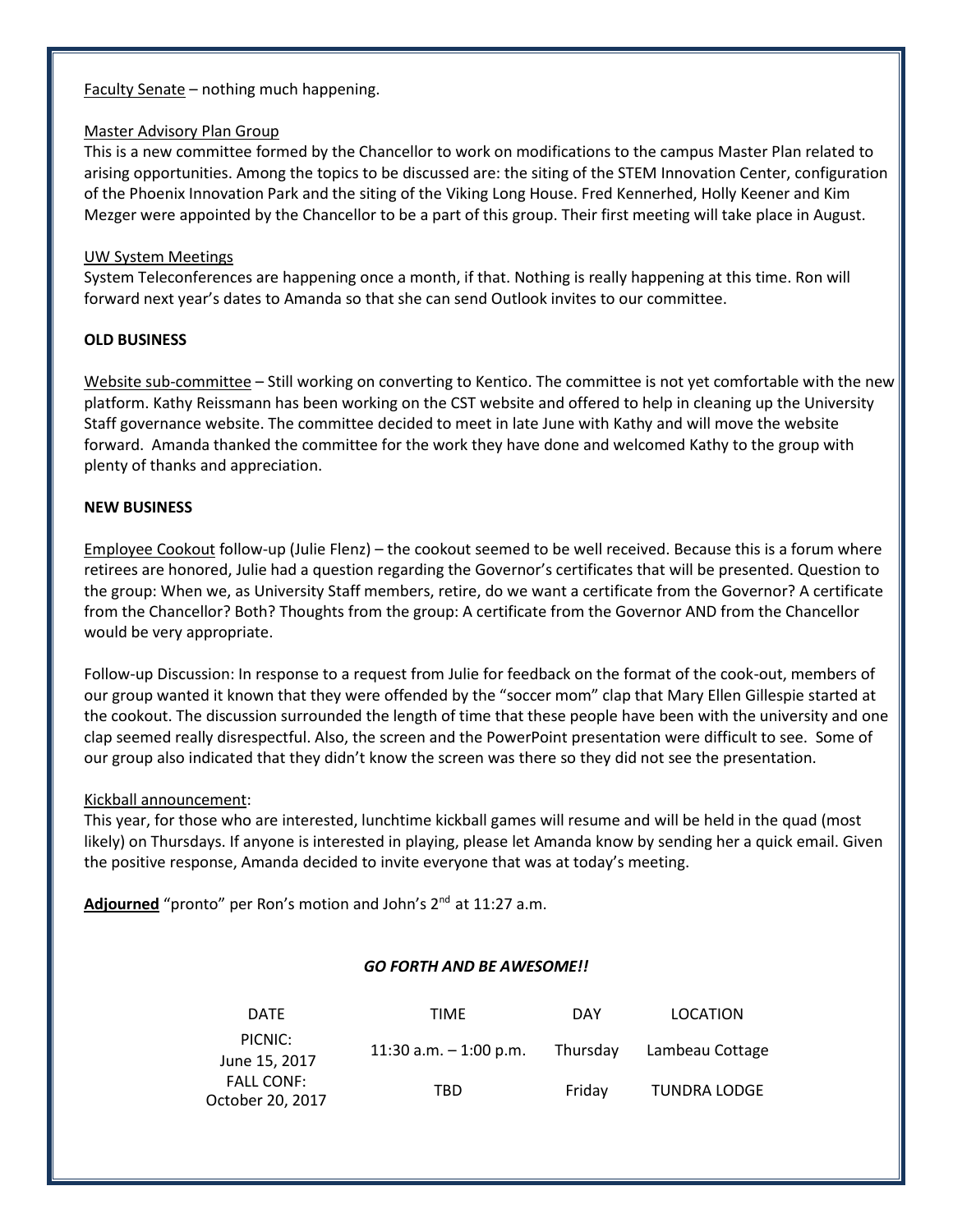Faculty Senate – nothing much happening.

Master Advisory Plan Group

This is a new committee formed by the Chancellor to work on modifications to the campus Master Plan related to arising opportunities. Among the topics to be discussed are: the siting of the STEM Innovation Center, configuration of the Phoenix Innovation Park and the siting of the Viking Long House. Fred Kennerhed, Holly Keener and Kim Mezger were appointed by the Chancellor to be a part of this group. Their first meeting will take place in August.

UW System Meetings

System Teleconferences are happening once a month, if that. Nothing is really happening at this time. Ron will forward next year's dates to Amanda so that she can send Outlook invites to our committee.

**OLD BUSINESS**

Website sub-committee – Still working on converting to Kentico. The committee is not yet comfortable with the new platform. Kathy Reissmann has been working on the CST website and offered to help in cleaning up the University Staff governance website. The committee decided to meet in late June with Kathy and will move the website forward. Amanda thanked the committee for the work they have done and welcomed Kathy to the group with plenty of thanks and appreciation.

**NEW BUSINESS**

Employee Cookout follow-up (Julie Flenz) – the cookout seemed to be well received. Because this is a forum where retirees are honored, Julie had a question regarding the Governor's certificates that will be presented. Question to the group: When we, as University Staff members, retire, do we want a certificate from the Governor? A certificate from the Chancellor? Both? Thoughts from the group: A certificate from the Governor AND from the Chancellor would be very appropriate.

Follow-up Discussion: In response to a request from Julie for feedback on the format of the cook-out, members of our group wanted it known that they were offended by the "soccer mom" clap that Mary Ellen Gillespie started at the cookout. The discussion surrounded the length of time that these people have been with the university and one clap seemed really disrespectful. Also, the screen and the PowerPoint presentation were difficult to see. Some of our group also indicated that they didn't know the screen was there so they did not see the presentation.

Kickball announcement:

This year, for those who are interested, lunchtime kickball games will resume and will be held in the quad (most likely) on Thursdays. If anyone is interested in playing, please let Amanda know by sending her a quick email. Given the positive response, Amanda decided to invite everyone that was at today's meeting.

**Adjourned** "pronto" per Ron's motion and John's 2nd at 11:27 a.m.

***GO FORTH AND BE AWESOME!!***

| DATE | TIME | DAY | LOCATION |
|---|---|---|---|
| PICNIC: June 15, 2017 | 11:30 a.m. – 1:00 p.m. | Thursday | Lambeau Cottage |
| FALL CONF: October 20, 2017 | TBD | Friday | TUNDRA LODGE |